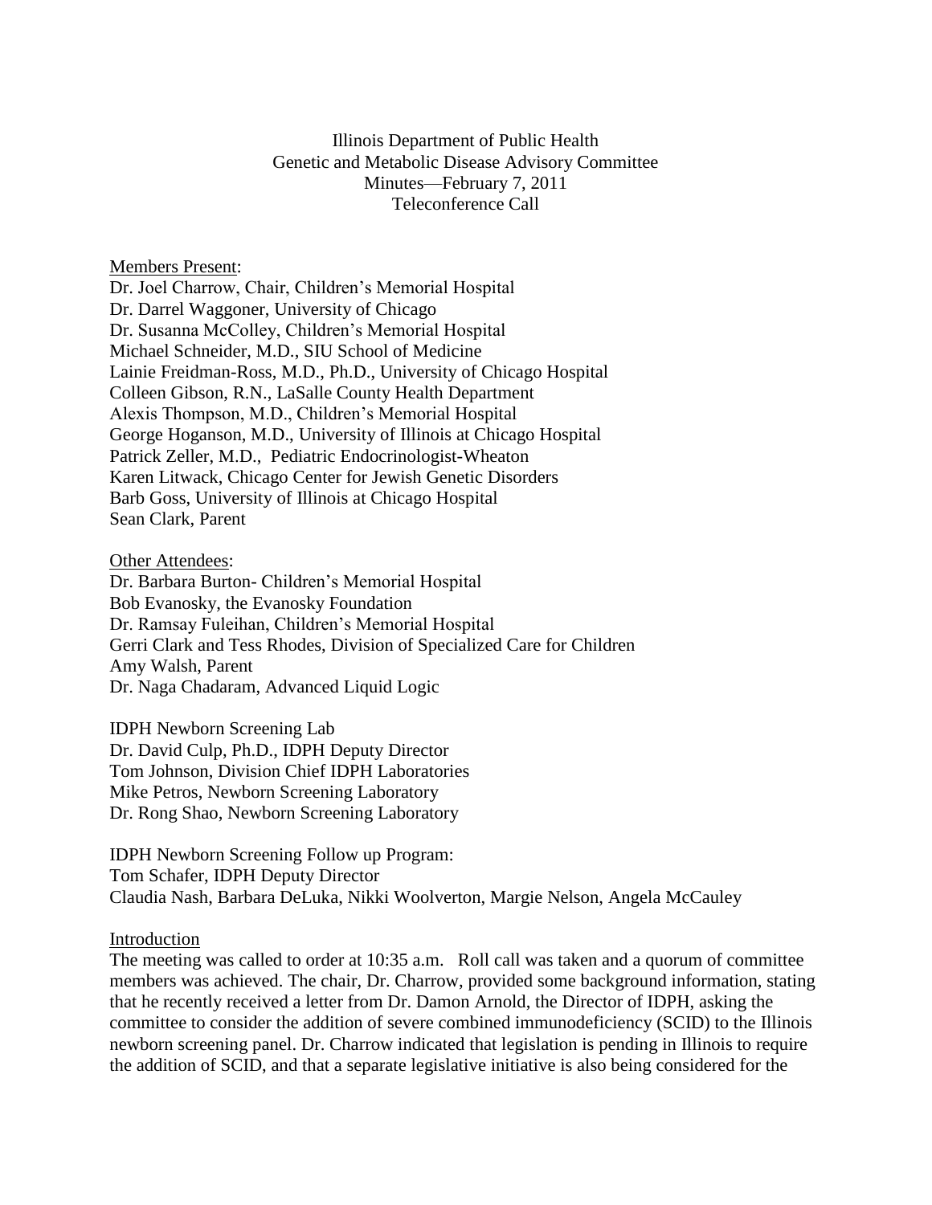Illinois Department of Public Health
Genetic and Metabolic Disease Advisory Committee
Minutes—February 7, 2011
Teleconference Call

Members Present:

Dr. Joel Charrow, Chair, Children's Memorial Hospital
Dr. Darrel Waggoner, University of Chicago
Dr. Susanna McColley, Children's Memorial Hospital
Michael Schneider, M.D., SIU School of Medicine
Lainie Freidman-Ross, M.D., Ph.D., University of Chicago Hospital
Colleen Gibson, R.N., LaSalle County Health Department
Alexis Thompson, M.D., Children's Memorial Hospital
George Hoganson, M.D., University of Illinois at Chicago Hospital
Patrick Zeller, M.D., Pediatric Endocrinologist-Wheaton
Karen Litwack, Chicago Center for Jewish Genetic Disorders
Barb Goss, University of Illinois at Chicago Hospital
Sean Clark, Parent

Other Attendees:

Dr. Barbara Burton- Children's Memorial Hospital
Bob Evanosky, the Evanosky Foundation
Dr. Ramsay Fuleihan, Children's Memorial Hospital
Gerri Clark and Tess Rhodes, Division of Specialized Care for Children
Amy Walsh, Parent
Dr. Naga Chadaram, Advanced Liquid Logic

IDPH Newborn Screening Lab

Dr. David Culp, Ph.D., IDPH Deputy Director
Tom Johnson, Division Chief IDPH Laboratories
Mike Petros, Newborn Screening Laboratory
Dr. Rong Shao, Newborn Screening Laboratory

IDPH Newborn Screening Follow up Program:

Tom Schafer, IDPH Deputy Director
Claudia Nash, Barbara DeLuka, Nikki Woolverton, Margie Nelson, Angela McCauley

Introduction

The meeting was called to order at 10:35 a.m. Roll call was taken and a quorum of committee members was achieved. The chair, Dr. Charrow, provided some background information, stating that he recently received a letter from Dr. Damon Arnold, the Director of IDPH, asking the committee to consider the addition of severe combined immunodeficiency (SCID) to the Illinois newborn screening panel. Dr. Charrow indicated that legislation is pending in Illinois to require the addition of SCID, and that a separate legislative initiative is also being considered for the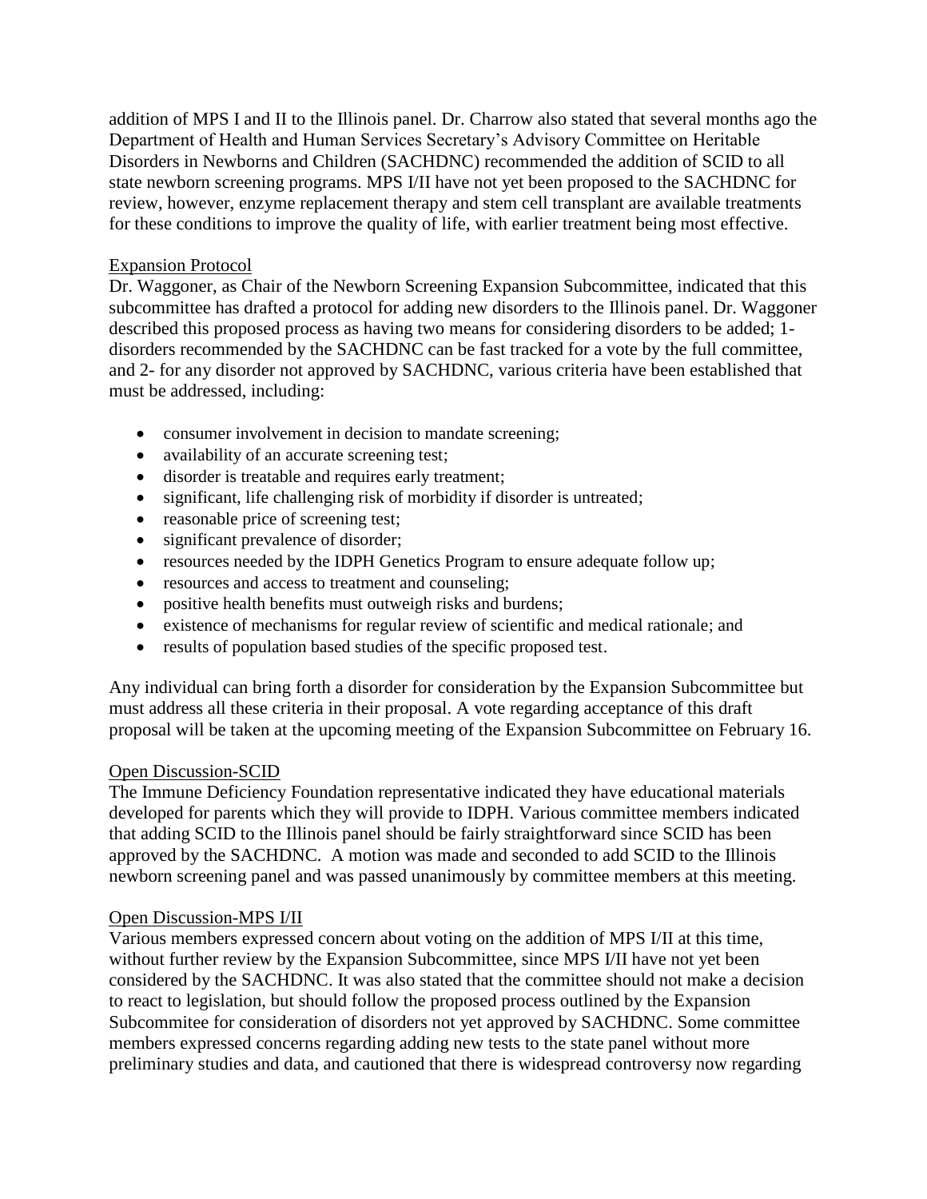addition of MPS I and II to the Illinois panel. Dr. Charrow also stated that several months ago the Department of Health and Human Services Secretary's Advisory Committee on Heritable Disorders in Newborns and Children (SACHDNC) recommended the addition of SCID to all state newborn screening programs. MPS I/II have not yet been proposed to the SACHDNC for review, however, enzyme replacement therapy and stem cell transplant are available treatments for these conditions to improve the quality of life, with earlier treatment being most effective.

## Expansion Protocol

Dr. Waggoner, as Chair of the Newborn Screening Expansion Subcommittee, indicated that this subcommittee has drafted a protocol for adding new disorders to the Illinois panel. Dr. Waggoner described this proposed process as having two means for considering disorders to be added; 1- disorders recommended by the SACHDNC can be fast tracked for a vote by the full committee, and 2- for any disorder not approved by SACHDNC, various criteria have been established that must be addressed, including:

- consumer involvement in decision to mandate screening;
- availability of an accurate screening test;
- disorder is treatable and requires early treatment;
- significant, life challenging risk of morbidity if disorder is untreated;
- reasonable price of screening test;
- significant prevalence of disorder;
- resources needed by the IDPH Genetics Program to ensure adequate follow up;
- resources and access to treatment and counseling;
- positive health benefits must outweigh risks and burdens;
- existence of mechanisms for regular review of scientific and medical rationale; and
- results of population based studies of the specific proposed test.

Any individual can bring forth a disorder for consideration by the Expansion Subcommittee but must address all these criteria in their proposal. A vote regarding acceptance of this draft proposal will be taken at the upcoming meeting of the Expansion Subcommittee on February 16.

## Open Discussion-SCID

The Immune Deficiency Foundation representative indicated they have educational materials developed for parents which they will provide to IDPH. Various committee members indicated that adding SCID to the Illinois panel should be fairly straightforward since SCID has been approved by the SACHDNC. A motion was made and seconded to add SCID to the Illinois newborn screening panel and was passed unanimously by committee members at this meeting.

## Open Discussion-MPS I/II

Various members expressed concern about voting on the addition of MPS I/II at this time, without further review by the Expansion Subcommittee, since MPS I/II have not yet been considered by the SACHDNC. It was also stated that the committee should not make a decision to react to legislation, but should follow the proposed process outlined by the Expansion Subcommitee for consideration of disorders not yet approved by SACHDNC. Some committee members expressed concerns regarding adding new tests to the state panel without more preliminary studies and data, and cautioned that there is widespread controversy now regarding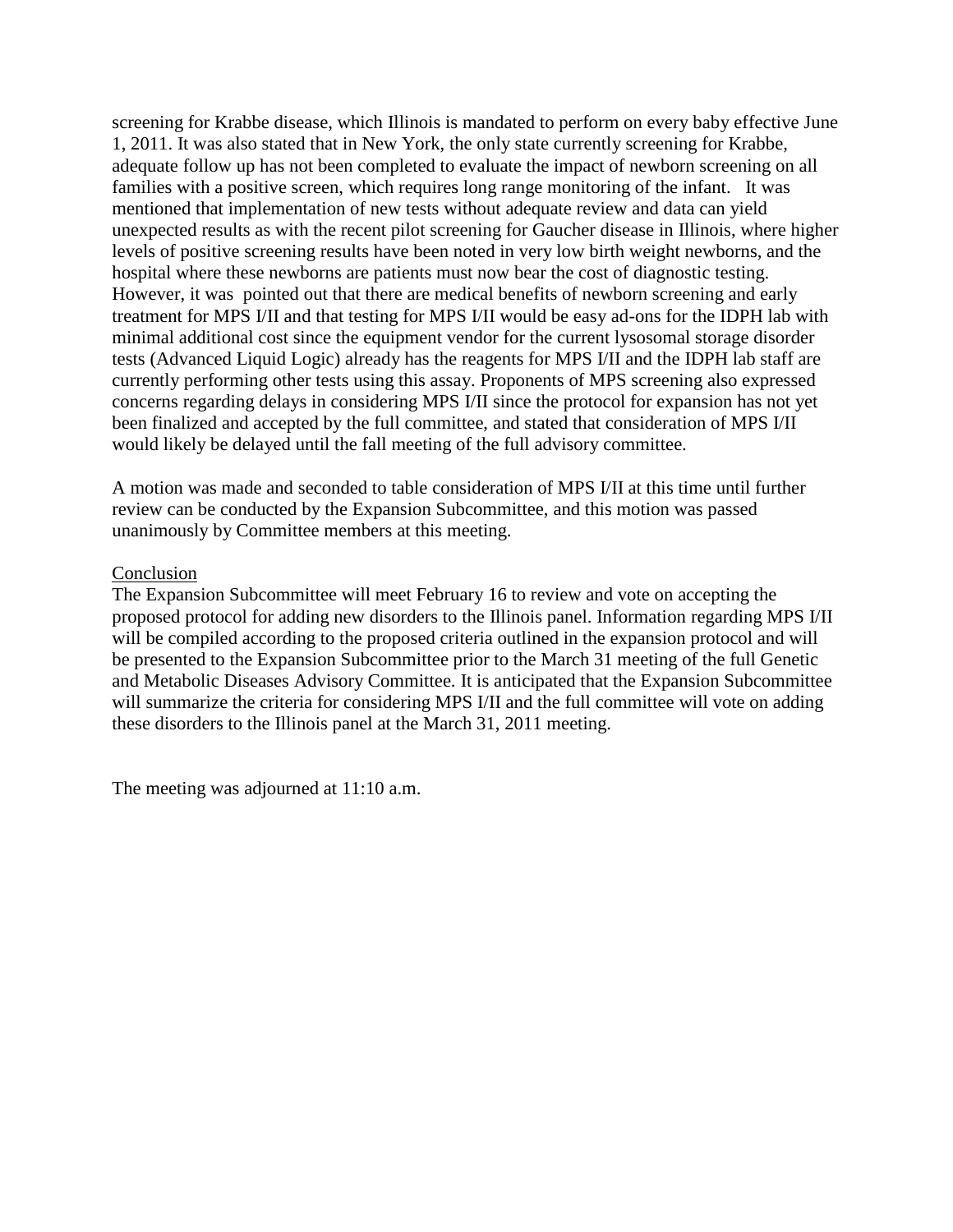screening for Krabbe disease, which Illinois is mandated to perform on every baby effective June 1, 2011. It was also stated that in New York, the only state currently screening for Krabbe, adequate follow up has not been completed to evaluate the impact of newborn screening on all families with a positive screen, which requires long range monitoring of the infant. It was mentioned that implementation of new tests without adequate review and data can yield unexpected results as with the recent pilot screening for Gaucher disease in Illinois, where higher levels of positive screening results have been noted in very low birth weight newborns, and the hospital where these newborns are patients must now bear the cost of diagnostic testing. However, it was pointed out that there are medical benefits of newborn screening and early treatment for MPS I/II and that testing for MPS I/II would be easy ad-ons for the IDPH lab with minimal additional cost since the equipment vendor for the current lysosomal storage disorder tests (Advanced Liquid Logic) already has the reagents for MPS I/II and the IDPH lab staff are currently performing other tests using this assay. Proponents of MPS screening also expressed concerns regarding delays in considering MPS I/II since the protocol for expansion has not yet been finalized and accepted by the full committee, and stated that consideration of MPS I/II would likely be delayed until the fall meeting of the full advisory committee.

A motion was made and seconded to table consideration of MPS I/II at this time until further review can be conducted by the Expansion Subcommittee, and this motion was passed unanimously by Committee members at this meeting.

Conclusion

The Expansion Subcommittee will meet February 16 to review and vote on accepting the proposed protocol for adding new disorders to the Illinois panel. Information regarding MPS I/II will be compiled according to the proposed criteria outlined in the expansion protocol and will be presented to the Expansion Subcommittee prior to the March 31 meeting of the full Genetic and Metabolic Diseases Advisory Committee. It is anticipated that the Expansion Subcommittee will summarize the criteria for considering MPS I/II and the full committee will vote on adding these disorders to the Illinois panel at the March 31, 2011 meeting.

The meeting was adjourned at 11:10 a.m.